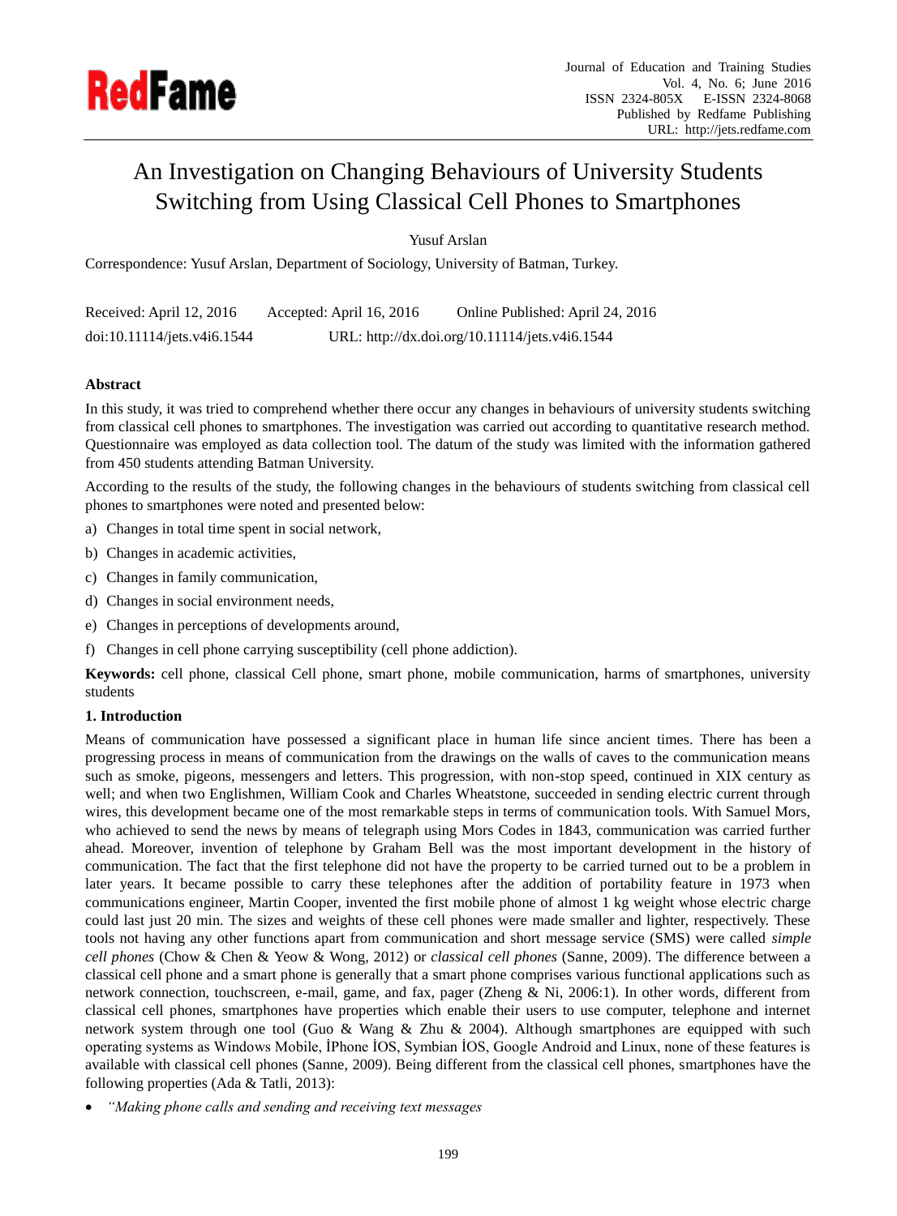# An Investigation on Changing Behaviours of University Students Switching from Using Classical Cell Phones to Smartphones

Yusuf Arslan

Correspondence: Yusuf Arslan, Department of Sociology, University of Batman, Turkey.

Received: April 12, 2016    Accepted: April 16, 2016    Online Published: April 24, 2016

doi:10.11114/jets.v4i6.1544    URL: http://dx.doi.org/10.11114/jets.v4i6.1544

## Abstract

In this study, it was tried to comprehend whether there occur any changes in behaviours of university students switching from classical cell phones to smartphones. The investigation was carried out according to quantitative research method. Questionnaire was employed as data collection tool. The datum of the study was limited with the information gathered from 450 students attending Batman University.

According to the results of the study, the following changes in the behaviours of students switching from classical cell phones to smartphones were noted and presented below:

a) Changes in total time spent in social network,
b) Changes in academic activities,
c) Changes in family communication,
d) Changes in social environment needs,
e) Changes in perceptions of developments around,
f) Changes in cell phone carrying susceptibility (cell phone addiction).

**Keywords:** cell phone, classical Cell phone, smart phone, mobile communication, harms of smartphones, university students

## 1. Introduction

Means of communication have possessed a significant place in human life since ancient times. There has been a progressing process in means of communication from the drawings on the walls of caves to the communication means such as smoke, pigeons, messengers and letters. This progression, with non-stop speed, continued in XIX century as well; and when two Englishmen, William Cook and Charles Wheatstone, succeeded in sending electric current through wires, this development became one of the most remarkable steps in terms of communication tools. With Samuel Mors, who achieved to send the news by means of telegraph using Mors Codes in 1843, communication was carried further ahead. Moreover, invention of telephone by Graham Bell was the most important development in the history of communication. The fact that the first telephone did not have the property to be carried turned out to be a problem in later years. It became possible to carry these telephones after the addition of portability feature in 1973 when communications engineer, Martin Cooper, invented the first mobile phone of almost 1 kg weight whose electric charge could last just 20 min. The sizes and weights of these cell phones were made smaller and lighter, respectively. These tools not having any other functions apart from communication and short message service (SMS) were called *simple cell phones* (Chow & Chen & Yeow & Wong, 2012) or *classical cell phones* (Sanne, 2009). The difference between a classical cell phone and a smart phone is generally that a smart phone comprises various functional applications such as network connection, touchscreen, e-mail, game, and fax, pager (Zheng & Ni, 2006:1). In other words, different from classical cell phones, smartphones have properties which enable their users to use computer, telephone and internet network system through one tool (Guo & Wang & Zhu & 2004). Although smartphones are equipped with such operating systems as Windows Mobile, İPhone İOS, Symbian İOS, Google Android and Linux, none of these features is available with classical cell phones (Sanne, 2009). Being different from the classical cell phones, smartphones have the following properties (Ada & Tatli, 2013):

- *"Making phone calls and sending and receiving text messages*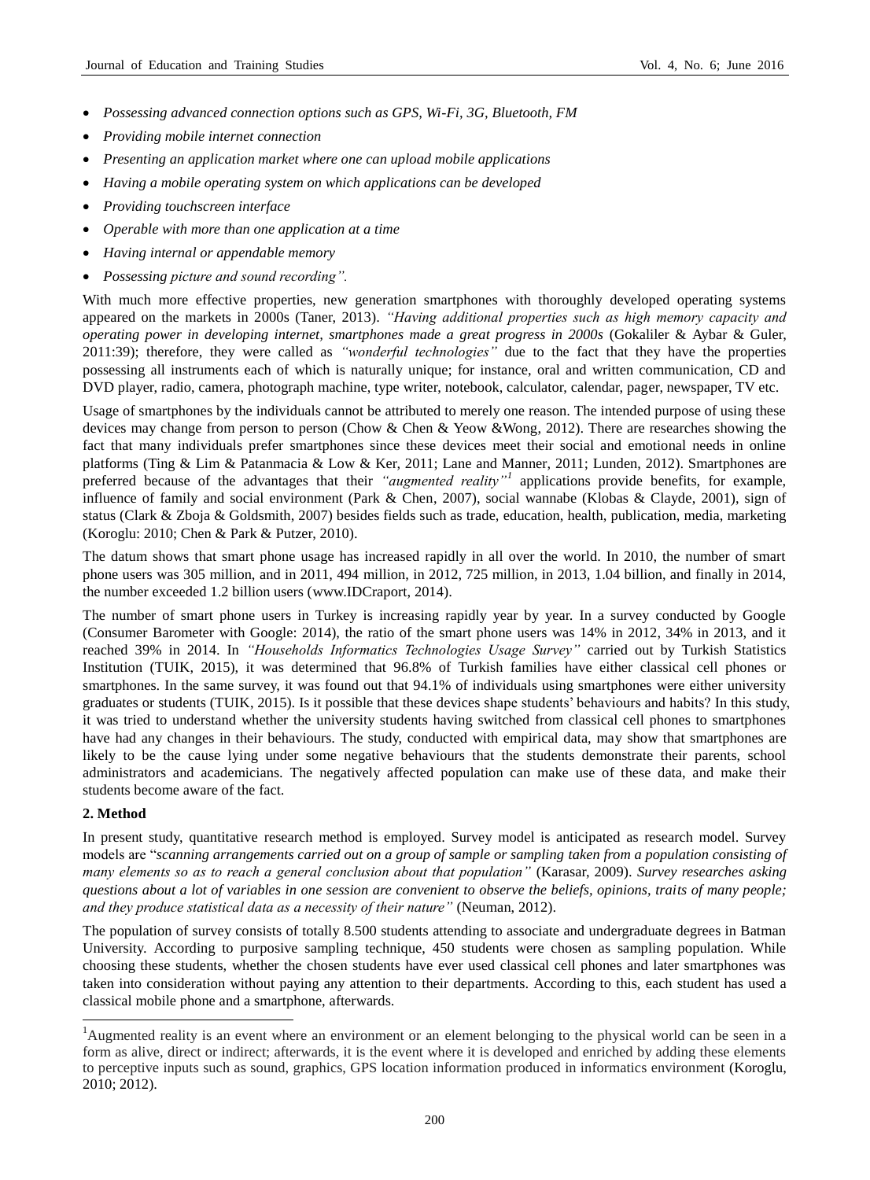- *Possessing advanced connection options such as GPS, Wi-Fi, 3G, Bluetooth, FM*
- *Providing mobile internet connection*
- *Presenting an application market where one can upload mobile applications*
- *Having a mobile operating system on which applications can be developed*
- *Providing touchscreen interface*
- *Operable with more than one application at a time*
- *Having internal or appendable memory*
- *Possessing picture and sound recording".*

With much more effective properties, new generation smartphones with thoroughly developed operating systems appeared on the markets in 2000s (Taner, 2013). *"Having additional properties such as high memory capacity and operating power in developing internet, smartphones made a great progress in 2000s* (Gokaliler & Aybar & Guler, 2011:39); therefore, they were called as *"wonderful technologies"* due to the fact that they have the properties possessing all instruments each of which is naturally unique; for instance, oral and written communication, CD and DVD player, radio, camera, photograph machine, type writer, notebook, calculator, calendar, pager, newspaper, TV etc.

Usage of smartphones by the individuals cannot be attributed to merely one reason. The intended purpose of using these devices may change from person to person (Chow & Chen & Yeow &Wong, 2012). There are researches showing the fact that many individuals prefer smartphones since these devices meet their social and emotional needs in online platforms (Ting & Lim & Patanmacia & Low & Ker, 2011; Lane and Manner, 2011; Lunden, 2012). Smartphones are preferred because of the advantages that their *"augmented reality"*[1] applications provide benefits, for example, influence of family and social environment (Park & Chen, 2007), social wannabe (Klobas & Clayde, 2001), sign of status (Clark & Zboja & Goldsmith, 2007) besides fields such as trade, education, health, publication, media, marketing (Koroglu: 2010; Chen & Park & Putzer, 2010).

The datum shows that smart phone usage has increased rapidly in all over the world. In 2010, the number of smart phone users was 305 million, and in 2011, 494 million, in 2012, 725 million, in 2013, 1.04 billion, and finally in 2014, the number exceeded 1.2 billion users (www.IDCraport, 2014).

The number of smart phone users in Turkey is increasing rapidly year by year. In a survey conducted by Google (Consumer Barometer with Google: 2014), the ratio of the smart phone users was 14% in 2012, 34% in 2013, and it reached 39% in 2014. In *"Households Informatics Technologies Usage Survey"* carried out by Turkish Statistics Institution (TUIK, 2015), it was determined that 96.8% of Turkish families have either classical cell phones or smartphones. In the same survey, it was found out that 94.1% of individuals using smartphones were either university graduates or students (TUIK, 2015). Is it possible that these devices shape students' behaviours and habits? In this study, it was tried to understand whether the university students having switched from classical cell phones to smartphones have had any changes in their behaviours. The study, conducted with empirical data, may show that smartphones are likely to be the cause lying under some negative behaviours that the students demonstrate their parents, school administrators and academicians. The negatively affected population can make use of these data, and make their students become aware of the fact.

## 2. Method

In present study, quantitative research method is employed. Survey model is anticipated as research model. Survey models are "*scanning arrangements carried out on a group of sample or sampling taken from a population consisting of many elements so as to reach a general conclusion about that population"* (Karasar, 2009). *Survey researches asking questions about a lot of variables in one session are convenient to observe the beliefs, opinions, traits of many people; and they produce statistical data as a necessity of their nature"* (Neuman, 2012).

The population of survey consists of totally 8.500 students attending to associate and undergraduate degrees in Batman University. According to purposive sampling technique, 450 students were chosen as sampling population. While choosing these students, whether the chosen students have ever used classical cell phones and later smartphones was taken into consideration without paying any attention to their departments. According to this, each student has used a classical mobile phone and a smartphone, afterwards.

[1]Augmented reality is an event where an environment or an element belonging to the physical world can be seen in a form as alive, direct or indirect; afterwards, it is the event where it is developed and enriched by adding these elements to perceptive inputs such as sound, graphics, GPS location information produced in informatics environment (Koroglu, 2010; 2012).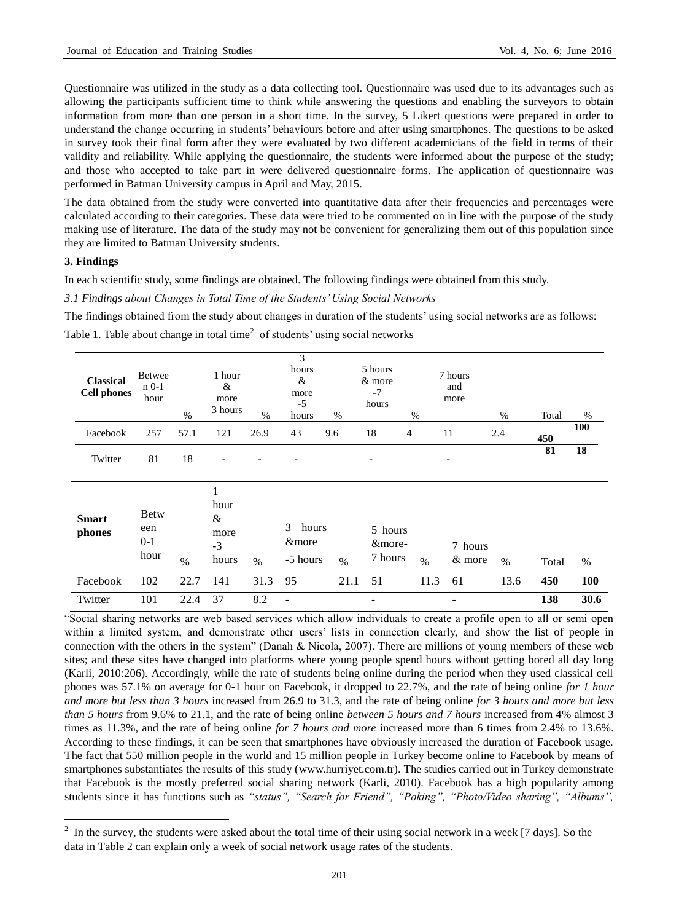Questionnaire was utilized in the study as a data collecting tool. Questionnaire was used due to its advantages such as allowing the participants sufficient time to think while answering the questions and enabling the surveyors to obtain information from more than one person in a short time. In the survey, 5 Likert questions were prepared in order to understand the change occurring in students' behaviours before and after using smartphones. The questions to be asked in survey took their final form after they were evaluated by two different academicians of the field in terms of their validity and reliability. While applying the questionnaire, the students were informed about the purpose of the study; and those who accepted to take part in were delivered questionnaire forms. The application of questionnaire was performed in Batman University campus in April and May, 2015.

The data obtained from the study were converted into quantitative data after their frequencies and percentages were calculated according to their categories. These data were tried to be commented on in line with the purpose of the study making use of literature. The data of the study may not be convenient for generalizing them out of this population since they are limited to Batman University students.

## 3. Findings

In each scientific study, some findings are obtained. The following findings were obtained from this study.

### *3.1 Findings about Changes in Total Time of the Students' Using Social Networks*

The findings obtained from the study about changes in duration of the students' using social networks are as follows:

Table 1. Table about change in total time[2] of students' using social networks

| **Classical Cell phones** | Between 0-1 hour | % | 1 hour & more 3 hours | % | 3 hours & more -5 hours | % | 5 hours & more -7 hours | % | 7 hours and more | % | Total | % |
|---|---|---|---|---|---|---|---|---|---|---|---|---|
| Facebook | 257 | 57.1 | 121 | 26.9 | 43 | 9.6 | 18 | 4 | 11 | 2.4 | **450** | **100** |
| Twitter | 81 | 18 | - | - | - | | - | | - | | **81** | **18** |
| **Smart phones** | Between 0-1 hour | % | 1 hour & more -3 hours | % | 3 hours &more -5 hours | % | 5 hours &more-7 hours | % | 7 hours & more | % | Total | % |
| Facebook | 102 | 22.7 | 141 | 31.3 | 95 | 21.1 | 51 | 11.3 | 61 | 13.6 | **450** | **100** |
| Twitter | 101 | 22.4 | 37 | 8.2 | - | | - | | - | | **138** | **30.6** |

"Social sharing networks are web based services which allow individuals to create a profile open to all or semi open within a limited system, and demonstrate other users' lists in connection clearly, and show the list of people in connection with the others in the system" (Danah & Nicola, 2007). There are millions of young members of these web sites; and these sites have changed into platforms where young people spend hours without getting bored all day long (Karli, 2010:206). Accordingly, while the rate of students being online during the period when they used classical cell phones was 57.1% on average for 0-1 hour on Facebook, it dropped to 22.7%, and the rate of being online *for 1 hour and more but less than 3 hours* increased from 26.9 to 31.3, and the rate of being online *for 3 hours and more but less than 5 hours* from 9.6% to 21.1, and the rate of being online *between 5 hours and 7 hours* increased from 4% almost 3 times as 11.3%, and the rate of being online *for 7 hours and more* increased more than 6 times from 2.4% to 13.6%. According to these findings, it can be seen that smartphones have obviously increased the duration of Facebook usage. The fact that 550 million people in the world and 15 million people in Turkey become online to Facebook by means of smartphones substantiates the results of this study (www.hurriyet.com.tr). The studies carried out in Turkey demonstrate that Facebook is the mostly preferred social sharing network (Karli, 2010). Facebook has a high popularity among students since it has functions such as *"status", "Search for Friend", "Poking", "Photo/Video sharing", "Albums",*

---

[2] In the survey, the students were asked about the total time of their using social network in a week [7 days]. So the data in Table 2 can explain only a week of social network usage rates of the students.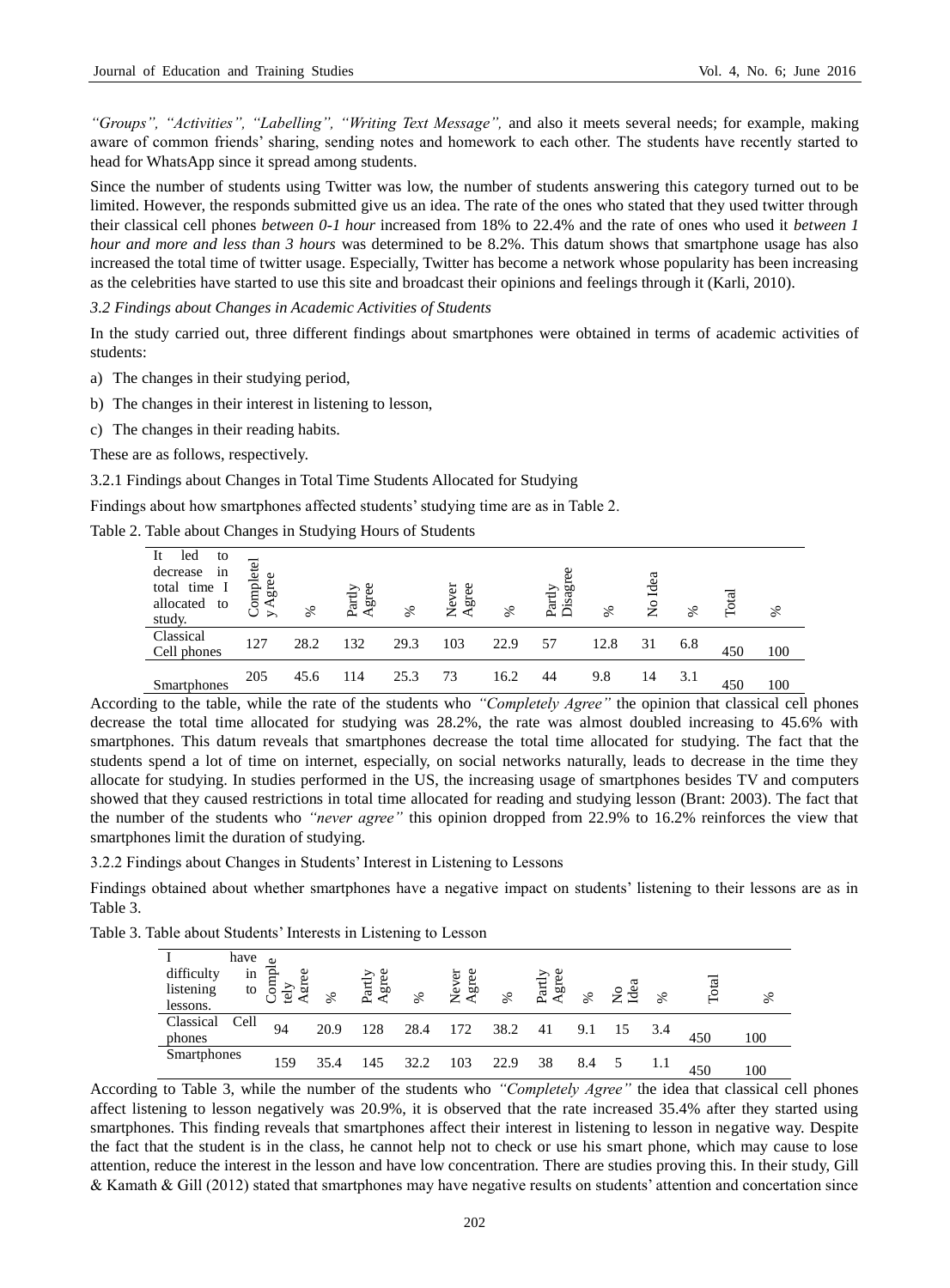*"Groups", "Activities", "Labelling", "Writing Text Message",* and also it meets several needs; for example, making aware of common friends' sharing, sending notes and homework to each other. The students have recently started to head for WhatsApp since it spread among students.

Since the number of students using Twitter was low, the number of students answering this category turned out to be limited. However, the responds submitted give us an idea. The rate of the ones who stated that they used twitter through their classical cell phones *between 0-1 hour* increased from 18% to 22.4% and the rate of ones who used it *between 1 hour and more and less than 3 hours* was determined to be 8.2%. This datum shows that smartphone usage has also increased the total time of twitter usage. Especially, Twitter has become a network whose popularity has been increasing as the celebrities have started to use this site and broadcast their opinions and feelings through it (Karli, 2010).

### *3.2 Findings about Changes in Academic Activities of Students*

In the study carried out, three different findings about smartphones were obtained in terms of academic activities of students:

a) The changes in their studying period,

b) The changes in their interest in listening to lesson,

c) The changes in their reading habits.

These are as follows, respectively.

#### 3.2.1 Findings about Changes in Total Time Students Allocated for Studying

Findings about how smartphones affected students' studying time are as in Table 2.

Table 2. Table about Changes in Studying Hours of Students

| It led to decrease in total time I allocated to study. | Completely Agree | % | Partly Agree | % | Never Agree | % | Partly Disagree | % | No Idea | % | Total | % |
|---|---|---|---|---|---|---|---|---|---|---|---|---|
| Classical Cell phones | 127 | 28.2 | 132 | 29.3 | 103 | 22.9 | 57 | 12.8 | 31 | 6.8 | 450 | 100 |
| Smartphones | 205 | 45.6 | 114 | 25.3 | 73 | 16.2 | 44 | 9.8 | 14 | 3.1 | 450 | 100 |

According to the table, while the rate of the students who *"Completely Agree"* the opinion that classical cell phones decrease the total time allocated for studying was 28.2%, the rate was almost doubled increasing to 45.6% with smartphones. This datum reveals that smartphones decrease the total time allocated for studying. The fact that the students spend a lot of time on internet, especially, on social networks naturally, leads to decrease in the time they allocate for studying. In studies performed in the US, the increasing usage of smartphones besides TV and computers showed that they caused restrictions in total time allocated for reading and studying lesson (Brant: 2003). The fact that the number of the students who *"never agree"* this opinion dropped from 22.9% to 16.2% reinforces the view that smartphones limit the duration of studying.

#### 3.2.2 Findings about Changes in Students' Interest in Listening to Lessons

Findings obtained about whether smartphones have a negative impact on students' listening to their lessons are as in Table 3.

Table 3. Table about Students' Interests in Listening to Lesson

| I have difficulty in listening to lessons. | Completely Agree | % | Partly Agree | % | Never Agree | % | Partly Agree | % | No Idea | % | Total | % |
|---|---|---|---|---|---|---|---|---|---|---|---|---|
| Classical Cell phones | 94 | 20.9 | 128 | 28.4 | 172 | 38.2 | 41 | 9.1 | 15 | 3.4 | 450 | 100 |
| Smartphones | 159 | 35.4 | 145 | 32.2 | 103 | 22.9 | 38 | 8.4 | 5 | 1.1 | 450 | 100 |

According to Table 3, while the number of the students who *"Completely Agree"* the idea that classical cell phones affect listening to lesson negatively was 20.9%, it is observed that the rate increased 35.4% after they started using smartphones. This finding reveals that smartphones affect their interest in listening to lesson in negative way. Despite the fact that the student is in the class, he cannot help not to check or use his smart phone, which may cause to lose attention, reduce the interest in the lesson and have low concentration. There are studies proving this. In their study, Gill & Kamath & Gill (2012) stated that smartphones may have negative results on students' attention and concertation since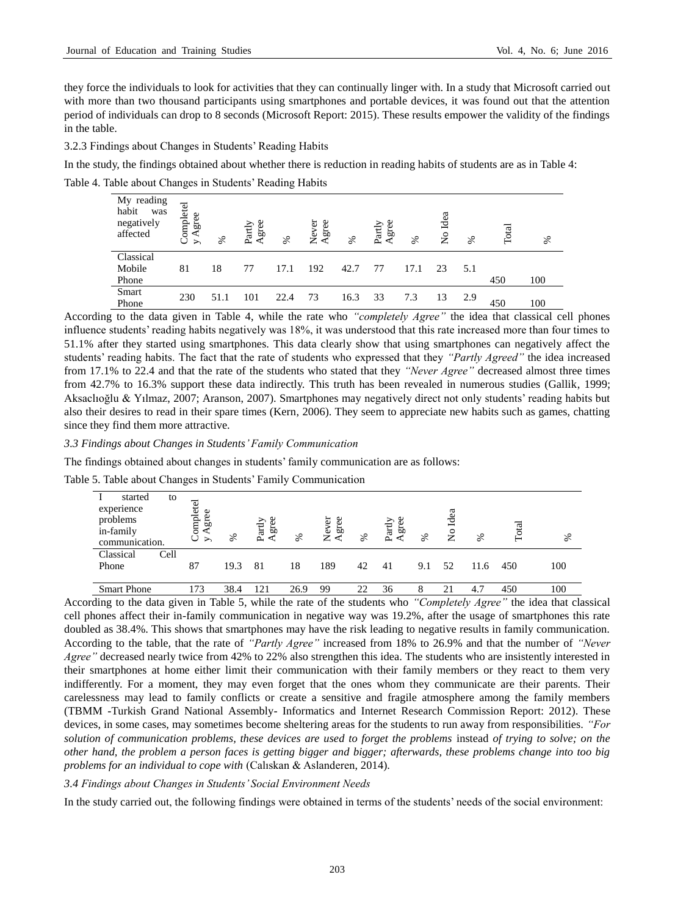they force the individuals to look for activities that they can continually linger with. In a study that Microsoft carried out with more than two thousand participants using smartphones and portable devices, it was found out that the attention period of individuals can drop to 8 seconds (Microsoft Report: 2015). These results empower the validity of the findings in the table.

3.2.3 Findings about Changes in Students' Reading Habits

In the study, the findings obtained about whether there is reduction in reading habits of students are as in Table 4:

Table 4. Table about Changes in Students' Reading Habits

| My reading habit was negatively affected | Completely Agree | % | Partly Agree | % | Never Agree | % | Partly Agree | % | No Idea | % | Total | % |
|---|---|---|---|---|---|---|---|---|---|---|---|---|
| Classical Mobile Phone | 81 | 18 | 77 | 17.1 | 192 | 42.7 | 77 | 17.1 | 23 | 5.1 | 450 | 100 |
| Smart Phone | 230 | 51.1 | 101 | 22.4 | 73 | 16.3 | 33 | 7.3 | 13 | 2.9 | 450 | 100 |

According to the data given in Table 4, while the rate who *"completely Agree"* the idea that classical cell phones influence students' reading habits negatively was 18%, it was understood that this rate increased more than four times to 51.1% after they started using smartphones. This data clearly show that using smartphones can negatively affect the students' reading habits. The fact that the rate of students who expressed that they *"Partly Agreed"* the idea increased from 17.1% to 22.4 and that the rate of the students who stated that they *"Never Agree"* decreased almost three times from 42.7% to 16.3% support these data indirectly. This truth has been revealed in numerous studies (Gallik, 1999; Aksaclıoğlu & Yılmaz, 2007; Aranson, 2007). Smartphones may negatively direct not only students' reading habits but also their desires to read in their spare times (Kern, 2006). They seem to appreciate new habits such as games, chatting since they find them more attractive.

### *3.3 Findings about Changes in Students' Family Communication*

The findings obtained about changes in students' family communication are as follows:

Table 5. Table about Changes in Students' Family Communication

| I started to experience problems in-family communication. | Completely Agree | % | Partly Agree | % | Never Agree | % | Partly Agree | % | No Idea | % | Total | % |
|---|---|---|---|---|---|---|---|---|---|---|---|---|
| Classical Cell Phone | 87 | 19.3 | 81 | 18 | 189 | 42 | 41 | 9.1 | 52 | 11.6 | 450 | 100 |
| Smart Phone | 173 | 38.4 | 121 | 26.9 | 99 | 22 | 36 | 8 | 21 | 4.7 | 450 | 100 |

According to the data given in Table 5, while the rate of the students who *"Completely Agree"* the idea that classical cell phones affect their in-family communication in negative way was 19.2%, after the usage of smartphones this rate doubled as 38.4%. This shows that smartphones may have the risk leading to negative results in family communication. According to the table, that the rate of *"Partly Agree"* increased from 18% to 26.9% and that the number of *"Never Agree"* decreased nearly twice from 42% to 22% also strengthen this idea. The students who are insistently interested in their smartphones at home either limit their communication with their family members or they react to them very indifferently. For a moment, they may even forget that the ones whom they communicate are their parents. Their carelessness may lead to family conflicts or create a sensitive and fragile atmosphere among the family members (TBMM -Turkish Grand National Assembly- Informatics and Internet Research Commission Report: 2012). These devices, in some cases, may sometimes become sheltering areas for the students to run away from responsibilities. *"For solution of communication problems, these devices are used to forget the problems* instead *of trying to solve; on the other hand, the problem a person faces is getting bigger and bigger; afterwards, these problems change into too big problems for an individual to cope with* (Calıskan & Aslanderen, 2014).

### *3.4 Findings about Changes in Students' Social Environment Needs*

In the study carried out, the following findings were obtained in terms of the students' needs of the social environment: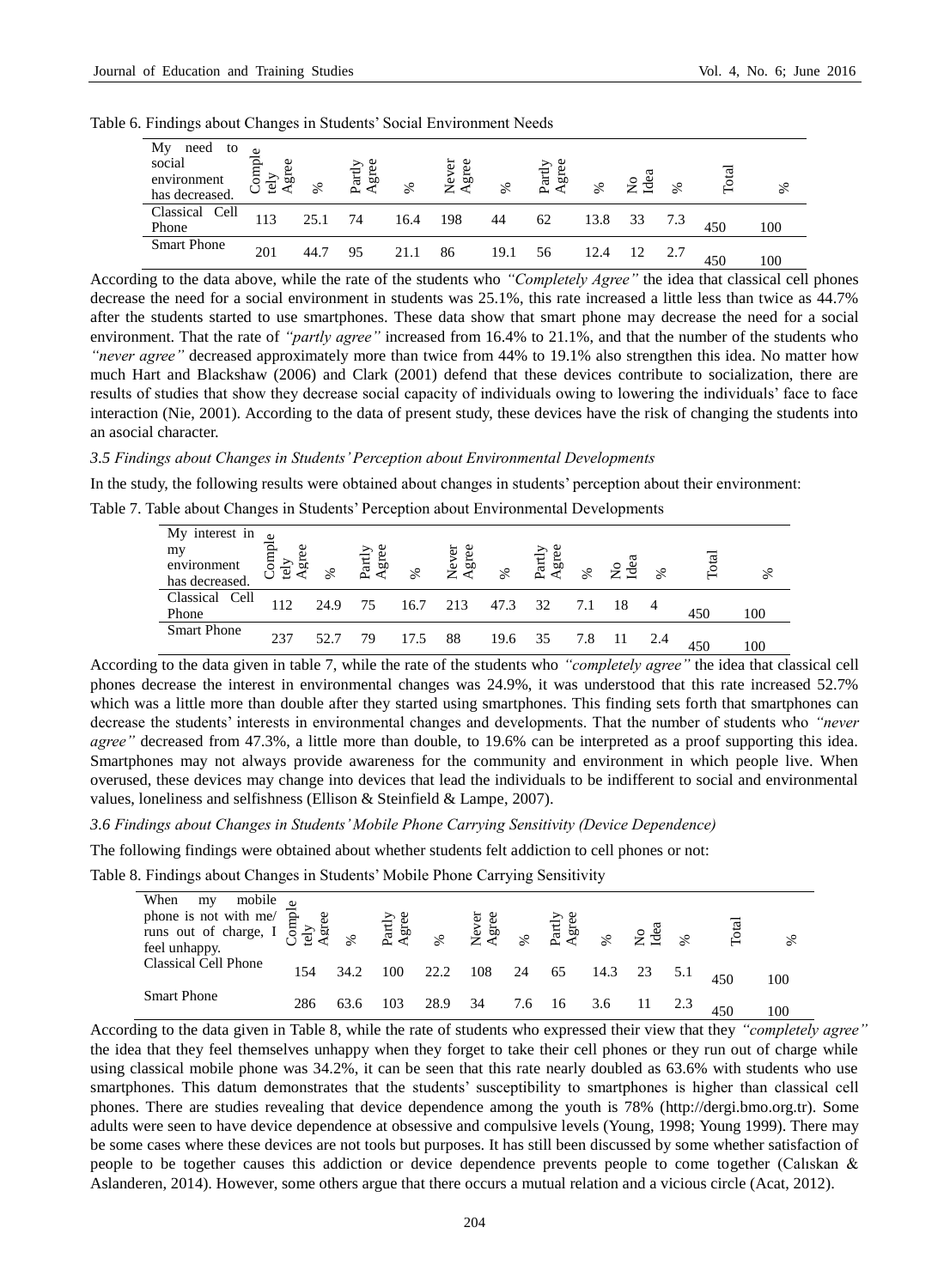Table 6. Findings about Changes in Students' Social Environment Needs

| My need to social environment has decreased. | Completely Agree | % | Partly Agree | % | Never Agree | % | Partly Agree | % | No Idea | % | Total | % |
|---|---|---|---|---|---|---|---|---|---|---|---|---|
| Classical Cell Phone | 113 | 25.1 | 74 | 16.4 | 198 | 44 | 62 | 13.8 | 33 | 7.3 | 450 | 100 |
| Smart Phone | 201 | 44.7 | 95 | 21.1 | 86 | 19.1 | 56 | 12.4 | 12 | 2.7 | 450 | 100 |

According to the data above, while the rate of the students who *"Completely Agree"* the idea that classical cell phones decrease the need for a social environment in students was 25.1%, this rate increased a little less than twice as 44.7% after the students started to use smartphones. These data show that smart phone may decrease the need for a social environment. That the rate of *"partly agree"* increased from 16.4% to 21.1%, and that the number of the students who *"never agree"* decreased approximately more than twice from 44% to 19.1% also strengthen this idea. No matter how much Hart and Blackshaw (2006) and Clark (2001) defend that these devices contribute to socialization, there are results of studies that show they decrease social capacity of individuals owing to lowering the individuals' face to face interaction (Nie, 2001). According to the data of present study, these devices have the risk of changing the students into an asocial character.

### *3.5 Findings about Changes in Students' Perception about Environmental Developments*

In the study, the following results were obtained about changes in students' perception about their environment:

Table 7. Table about Changes in Students' Perception about Environmental Developments

| My interest in my environment has decreased. | Completely Agree | % | Partly Agree | % | Never Agree | % | Partly Agree | % | No Idea | % | Total | % |
|---|---|---|---|---|---|---|---|---|---|---|---|---|
| Classical Cell Phone | 112 | 24.9 | 75 | 16.7 | 213 | 47.3 | 32 | 7.1 | 18 | 4 | 450 | 100 |
| Smart Phone | 237 | 52.7 | 79 | 17.5 | 88 | 19.6 | 35 | 7.8 | 11 | 2.4 | 450 | 100 |

According to the data given in table 7, while the rate of the students who *"completely agree"* the idea that classical cell phones decrease the interest in environmental changes was 24.9%, it was understood that this rate increased 52.7% which was a little more than double after they started using smartphones. This finding sets forth that smartphones can decrease the students' interests in environmental changes and developments. That the number of students who *"never agree"* decreased from 47.3%, a little more than double, to 19.6% can be interpreted as a proof supporting this idea. Smartphones may not always provide awareness for the community and environment in which people live. When overused, these devices may change into devices that lead the individuals to be indifferent to social and environmental values, loneliness and selfishness (Ellison & Steinfield & Lampe, 2007).

### *3.6 Findings about Changes in Students' Mobile Phone Carrying Sensitivity (Device Dependence)*

The following findings were obtained about whether students felt addiction to cell phones or not:

Table 8. Findings about Changes in Students' Mobile Phone Carrying Sensitivity

| When my mobile phone is not with me/ runs out of charge, I feel unhappy. | Completely Agree | % | Partly Agree | % | Never Agree | % | Partly Agree | % | No Idea | % | Total | % |
|---|---|---|---|---|---|---|---|---|---|---|---|---|
| Classical Cell Phone | 154 | 34.2 | 100 | 22.2 | 108 | 24 | 65 | 14.3 | 23 | 5.1 | 450 | 100 |
| Smart Phone | 286 | 63.6 | 103 | 28.9 | 34 | 7.6 | 16 | 3.6 | 11 | 2.3 | 450 | 100 |

According to the data given in Table 8, while the rate of students who expressed their view that they *"completely agree"* the idea that they feel themselves unhappy when they forget to take their cell phones or they run out of charge while using classical mobile phone was 34.2%, it can be seen that this rate nearly doubled as 63.6% with students who use smartphones. This datum demonstrates that the students' susceptibility to smartphones is higher than classical cell phones. There are studies revealing that device dependence among the youth is 78% (http://dergi.bmo.org.tr). Some adults were seen to have device dependence at obsessive and compulsive levels (Young, 1998; Young 1999). There may be some cases where these devices are not tools but purposes. It has still been discussed by some whether satisfaction of people to be together causes this addiction or device dependence prevents people to come together (Calıskan & Aslanderen, 2014). However, some others argue that there occurs a mutual relation and a vicious circle (Acat, 2012).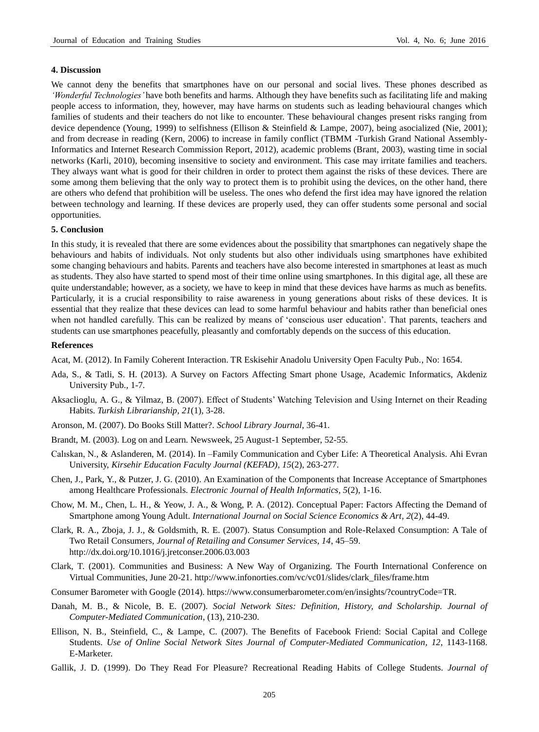## 4. Discussion

We cannot deny the benefits that smartphones have on our personal and social lives. These phones described as *'Wonderful Technologies'* have both benefits and harms. Although they have benefits such as facilitating life and making people access to information, they, however, may have harms on students such as leading behavioural changes which families of students and their teachers do not like to encounter. These behavioural changes present risks ranging from device dependence (Young, 1999) to selfishness (Ellison & Steinfield & Lampe, 2007), being asocialized (Nie, 2001); and from decrease in reading (Kern, 2006) to increase in family conflict (TBMM -Turkish Grand National Assembly-Informatics and Internet Research Commission Report, 2012), academic problems (Brant, 2003), wasting time in social networks (Karli, 2010), becoming insensitive to society and environment. This case may irritate families and teachers. They always want what is good for their children in order to protect them against the risks of these devices. There are some among them believing that the only way to protect them is to prohibit using the devices, on the other hand, there are others who defend that prohibition will be useless. The ones who defend the first idea may have ignored the relation between technology and learning. If these devices are properly used, they can offer students some personal and social opportunities.

## 5. Conclusion

In this study, it is revealed that there are some evidences about the possibility that smartphones can negatively shape the behaviours and habits of individuals. Not only students but also other individuals using smartphones have exhibited some changing behaviours and habits. Parents and teachers have also become interested in smartphones at least as much as students. They also have started to spend most of their time online using smartphones. In this digital age, all these are quite understandable; however, as a society, we have to keep in mind that these devices have harms as much as benefits. Particularly, it is a crucial responsibility to raise awareness in young generations about risks of these devices. It is essential that they realize that these devices can lead to some harmful behaviour and habits rather than beneficial ones when not handled carefully. This can be realized by means of 'conscious user education'. That parents, teachers and students can use smartphones peacefully, pleasantly and comfortably depends on the success of this education.

## References

Acat, M. (2012). In Family Coherent Interaction. TR Eskisehir Anadolu University Open Faculty Pub., No: 1654.

Ada, S., & Tatli, S. H. (2013). A Survey on Factors Affecting Smart phone Usage, Academic Informatics, Akdeniz University Pub., 1-7.

Aksacliogłu, A. G., & Yilmaz, B. (2007). Effect of Students' Watching Television and Using Internet on their Reading Habits. *Turkish Librarianship, 21*(1), 3-28.

Aronson, M. (2007). Do Books Still Matter?. *School Library Journal*, 36-41.

Brandt, M. (2003). Log on and Learn. Newsweek, 25 August-1 September, 52-55.

Calıskan, N., & Aslanderen, M. (2014). In –Family Communication and Cyber Life: A Theoretical Analysis. Ahi Evran University, *Kirsehir Education Faculty Journal (KEFAD), 15*(2), 263-277.

Chen, J., Park, Y., & Putzer, J. G. (2010). An Examination of the Components that Increase Acceptance of Smartphones among Healthcare Professionals. *Electronic Journal of Health Informatics, 5*(2), 1-16.

Chow, M. M., Chen, L. H., & Yeow, J. A., & Wong, P. A. (2012). Conceptual Paper: Factors Affecting the Demand of Smartphone among Young Adult. *International Journal on Social Science Economics & Art, 2*(2), 44-49.

Clark, R. A., Zboja, J. J., & Goldsmith, R. E. (2007). Status Consumption and Role-Relaxed Consumption: A Tale of Two Retail Consumers, *Journal of Retailing and Consumer Services, 14*, 45–59. http://dx.doi.org/10.1016/j.jretconser.2006.03.003

Clark, T. (2001). Communities and Business: A New Way of Organizing. The Fourth International Conference on Virtual Communities, June 20-21. http://www.infonorties.com/vc/vc01/slides/clark_files/frame.htm

Consumer Barometer with Google (2014). https://www.consumerbarometer.com/en/insights/?countryCode=TR.

Danah, M. B., & Nicole, B. E. (2007). *Social Network Sites: Definition, History, and Scholarship. Journal of Computer-Mediated Communication*, (13), 210-230.

Ellison, N. B., Steinfield, C., & Lampe, C. (2007). The Benefits of Facebook Friend: Social Capital and College Students. *Use of Online Social Network Sites Journal of Computer-Mediated Communication, 12*, 1143-1168. E-Marketer.

Gallik, J. D. (1999). Do They Read For Pleasure? Recreational Reading Habits of College Students. *Journal of*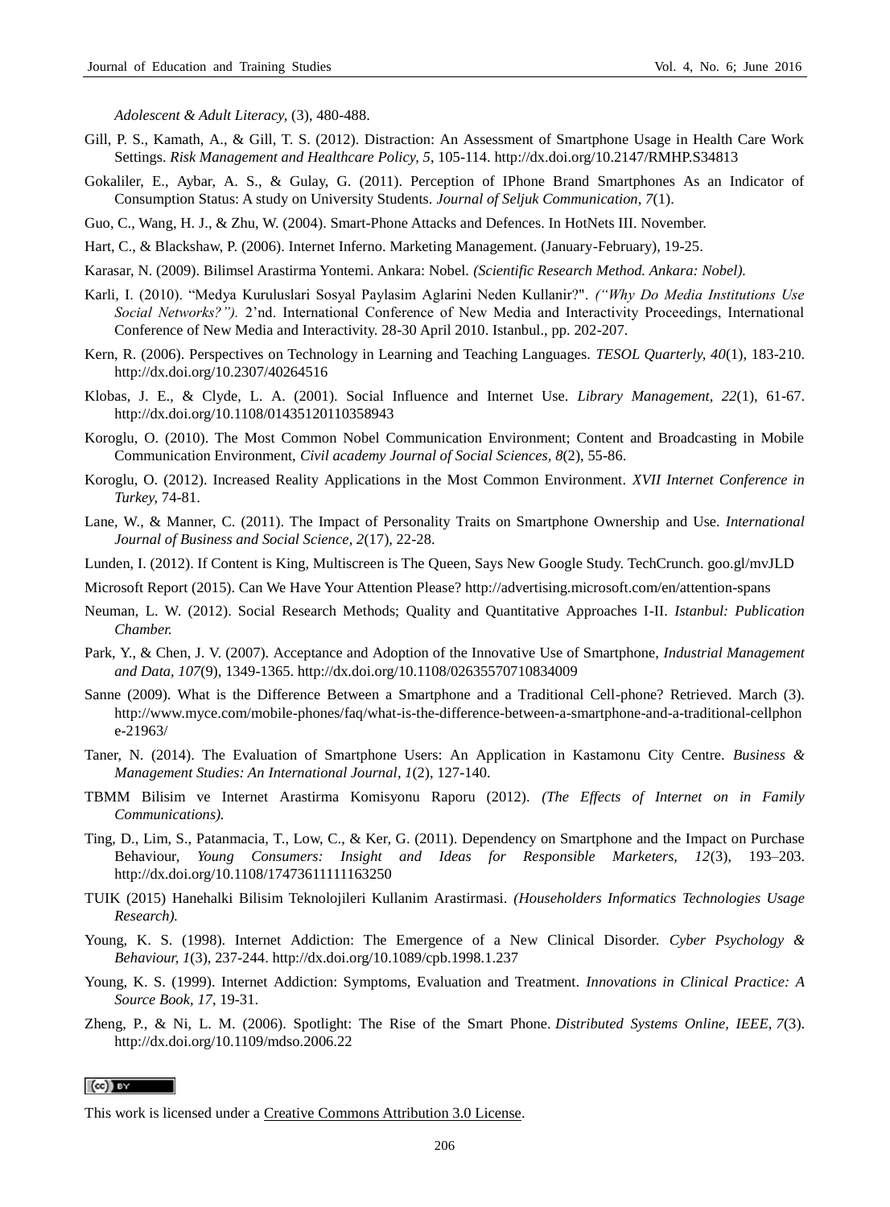*Adolescent & Adult Literacy,* (3), 480-488.

Gill, P. S., Kamath, A., & Gill, T. S. (2012). Distraction: An Assessment of Smartphone Usage in Health Care Work Settings. *Risk Management and Healthcare Policy, 5*, 105-114. http://dx.doi.org/10.2147/RMHP.S34813

Gokaliler, E., Aybar, A. S., & Gulay, G. (2011). Perception of IPhone Brand Smartphones As an Indicator of Consumption Status: A study on University Students. *Journal of Seljuk Communication, 7*(1).

Guo, C., Wang, H. J., & Zhu, W. (2004). Smart-Phone Attacks and Defences. In HotNets III. November.

Hart, C., & Blackshaw, P. (2006). Internet Inferno. Marketing Management. (January-February), 19-25.

Karasar, N. (2009). Bilimsel Arastirma Yontemi. Ankara: Nobel. *(Scientific Research Method. Ankara: Nobel).*

Karli, I. (2010). "Medya Kuruluslari Sosyal Paylasim Aglarini Neden Kullanir?". *("Why Do Media Institutions Use Social Networks?").* 2'nd. International Conference of New Media and Interactivity Proceedings, International Conference of New Media and Interactivity. 28-30 April 2010. Istanbul., pp. 202-207.

Kern, R. (2006). Perspectives on Technology in Learning and Teaching Languages. *TESOL Quarterly, 40*(1), 183-210. http://dx.doi.org/10.2307/40264516

Klobas, J. E., & Clyde, L. A. (2001). Social Influence and Internet Use. *Library Management, 22*(1), 61-67. http://dx.doi.org/10.1108/01435120110358943

Koroglu, O. (2010). The Most Common Nobel Communication Environment; Content and Broadcasting in Mobile Communication Environment, *Civil academy Journal of Social Sciences, 8*(2), 55-86.

Koroglu, O. (2012). Increased Reality Applications in the Most Common Environment. *XVII Internet Conference in Turkey,* 74-81.

Lane, W., & Manner, C. (2011). The Impact of Personality Traits on Smartphone Ownership and Use. *International Journal of Business and Social Science, 2*(17), 22-28.

Lunden, I. (2012). If Content is King, Multiscreen is The Queen, Says New Google Study. TechCrunch. goo.gl/mvJLD

Microsoft Report (2015). Can We Have Your Attention Please? http://advertising.microsoft.com/en/attention-spans

Neuman, L. W. (2012). Social Research Methods; Quality and Quantitative Approaches I-II. *Istanbul: Publication Chamber.*

Park, Y., & Chen, J. V. (2007). Acceptance and Adoption of the Innovative Use of Smartphone, *Industrial Management and Data, 107*(9), 1349-1365. http://dx.doi.org/10.1108/02635570710834009

Sanne (2009). What is the Difference Between a Smartphone and a Traditional Cell-phone? Retrieved. March (3). http://www.myce.com/mobile-phones/faq/what-is-the-difference-between-a-smartphone-and-a-traditional-cellphone-21963/

Taner, N. (2014). The Evaluation of Smartphone Users: An Application in Kastamonu City Centre. *Business & Management Studies: An International Journal, 1*(2), 127-140.

TBMM Bilisim ve Internet Arastirma Komisyonu Raporu (2012). *(The Effects of Internet on in Family Communications).*

Ting, D., Lim, S., Patanmacia, T., Low, C., & Ker, G. (2011). Dependency on Smartphone and the Impact on Purchase Behaviour, *Young Consumers: Insight and Ideas for Responsible Marketers, 12*(3), 193–203. http://dx.doi.org/10.1108/17473611111163250

TUIK (2015) Hanehalki Bilisim Teknolojileri Kullanim Arastirmasi. *(Householders Informatics Technologies Usage Research).*

Young, K. S. (1998). Internet Addiction: The Emergence of a New Clinical Disorder. *Cyber Psychology & Behaviour, 1*(3), 237-244. http://dx.doi.org/10.1089/cpb.1998.1.237

Young, K. S. (1999). Internet Addiction: Symptoms, Evaluation and Treatment. *Innovations in Clinical Practice: A Source Book, 17*, 19-31.

Zheng, P., & Ni, L. M. (2006). Spotlight: The Rise of the Smart Phone. *Distributed Systems Online, IEEE, 7*(3). http://dx.doi.org/10.1109/mdso.2006.22

This work is licensed under a Creative Commons Attribution 3.0 License.